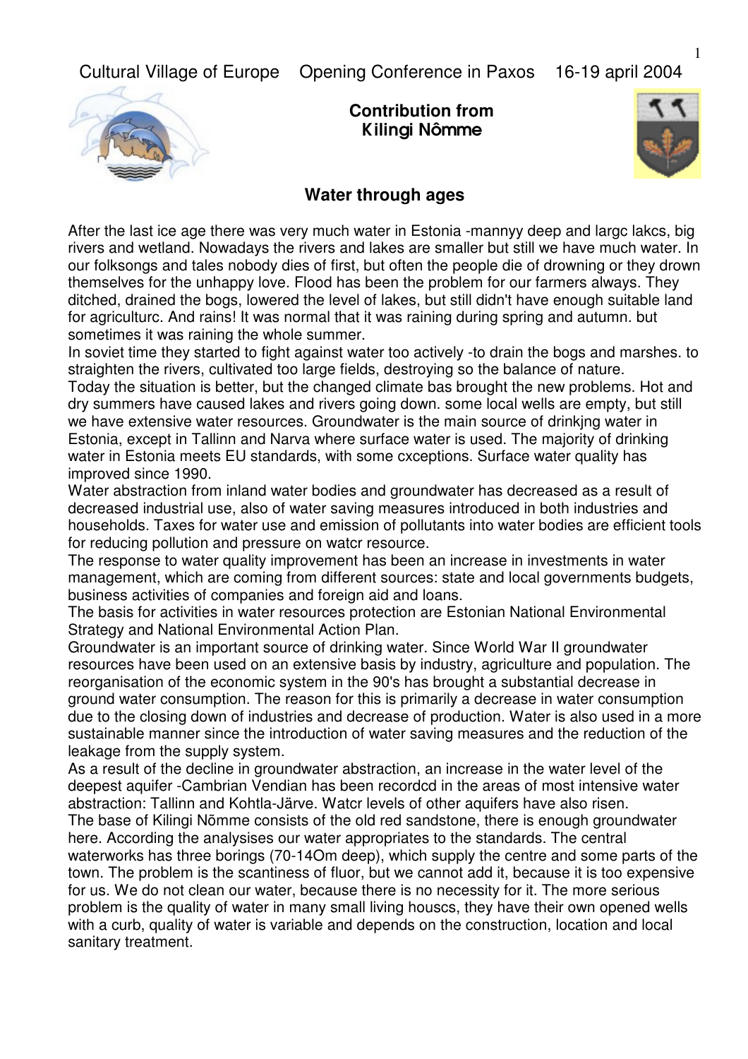Cultural Village of Europe    Opening Conference in Paxos    16-19 april 2004

**Contribution from Kilingi Nômme**

## Water through ages

After the last ice age there was very much water in Estonia -mannyy deep and largc lakcs, big rivers and wetland. Nowadays the rivers and lakes are smaller but still we have much water. In our folksongs and tales nobody dies of first, but often the people die of drowning or they drown themselves for the unhappy love. Flood has been the problem for our farmers always. They ditched, drained the bogs, lowered the level of lakes, but still didn't have enough suitable land for agriculturc. And rains! It was normal that it was raining during spring and autumn. but sometimes it was raining the whole summer.

In soviet time they started to fight against water too actively -to drain the bogs and marshes. to straighten the rivers, cultivated too large fields, destroying so the balance of nature.

Today the situation is better, but the changed climate bas brought the new problems. Hot and dry summers have caused lakes and rivers going down. some local wells are empty, but still we have extensive water resources. Groundwater is the main source of drinkjng water in Estonia, except in Tallinn and Narva where surface water is used. The majority of drinking water in Estonia meets EU standards, with some cxceptions. Surface water quality has improved since 1990.

Water abstraction from inland water bodies and groundwater has decreased as a result of decreased industrial use, also of water saving measures introduced in both industries and households. Taxes for water use and emission of pollutants into water bodies are efficient tools for reducing pollution and pressure on watcr resource.

The response to water quality improvement has been an increase in investments in water management, which are coming from different sources: state and local governments budgets, business activities of companies and foreign aid and loans.

The basis for activities in water resources protection are Estonian National Environmental Strategy and National Environmental Action Plan.

Groundwater is an important source of drinking water. Since World War II groundwater resources have been used on an extensive basis by industry, agriculture and population. The reorganisation of the economic system in the 90's has brought a substantial decrease in ground water consumption. The reason for this is primarily a decrease in water consumption due to the closing down of industries and decrease of production. Water is also used in a more sustainable manner since the introduction of water saving measures and the reduction of the leakage from the supply system.

As a result of the decline in groundwater abstraction, an increase in the water level of the deepest aquifer -Cambrian Vendian has been recordcd in the areas of most intensive water abstraction: Tallinn and Kohtla-Järve. Watcr levels of other aquifers have also risen.

The base of Kilingi Nõmme consists of the old red sandstone, there is enough groundwater here. According the analysises our water appropriates to the standards. The central waterworks has three borings (70-14Om deep), which supply the centre and some parts of the town. The problem is the scantiness of fluor, but we cannot add it, because it is too expensive for us. We do not clean our water, because there is no necessity for it. The more serious problem is the quality of water in many small houscs, they have their own opened wells with a curb, quality of water is variable and depends on the construction, location and local sanitary treatment.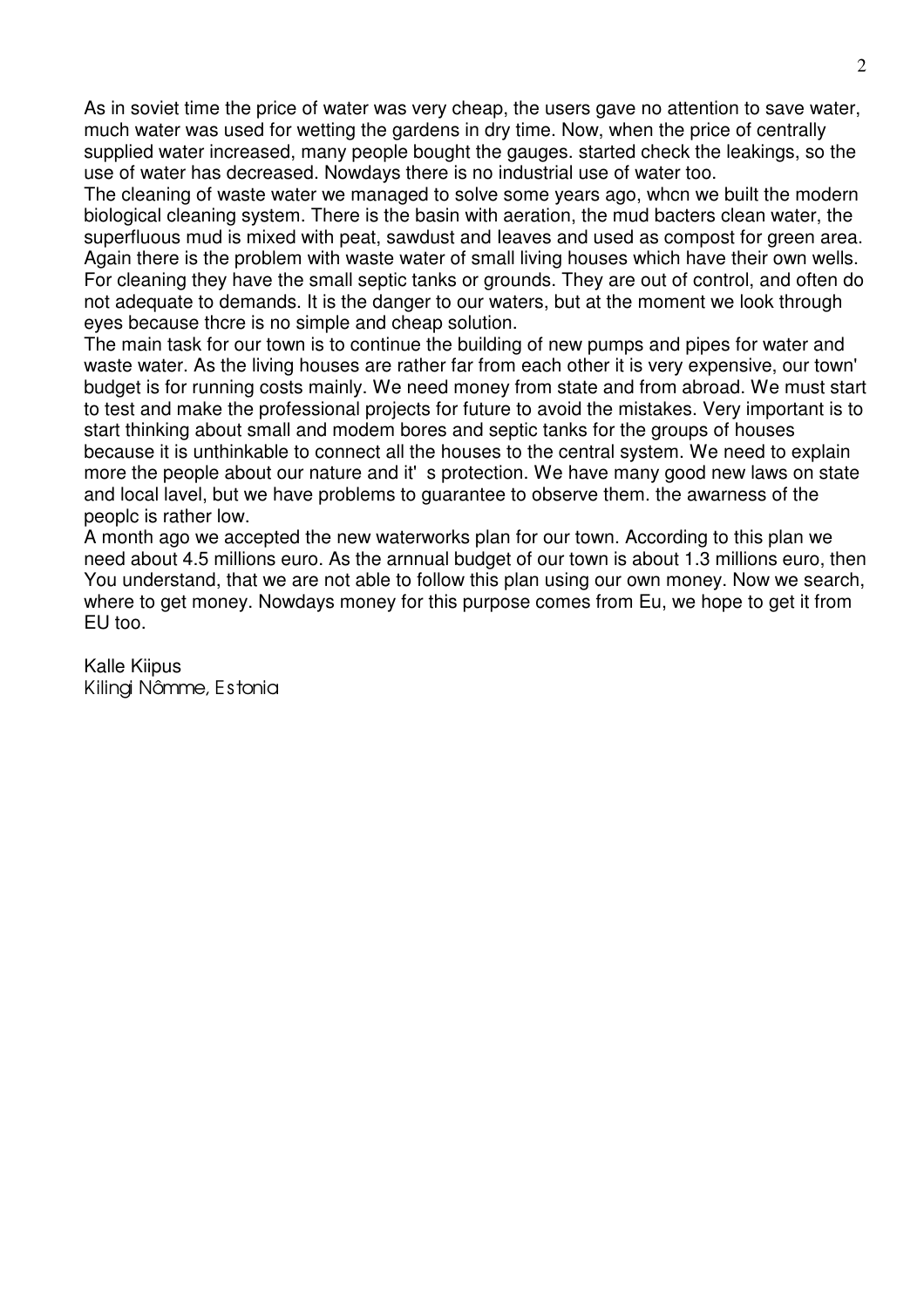As in soviet time the price of water was very cheap, the users gave no attention to save water, much water was used for wetting the gardens in dry time. Now, when the price of centrally supplied water increased, many people bought the gauges. started check the leakings, so the use of water has decreased. Nowdays there is no industrial use of water too.

The cleaning of waste water we managed to solve some years ago, whcn we built the modern biological cleaning system. There is the basin with aeration, the mud bacters clean water, the superfluous mud is mixed with peat, sawdust and leaves and used as compost for green area. Again there is the problem with waste water of small living houses which have their own wells. For cleaning they have the small septic tanks or grounds. They are out of control, and often do not adequate to demands. It is the danger to our waters, but at the moment we look through eyes because thcre is no simple and cheap solution.

The main task for our town is to continue the building of new pumps and pipes for water and waste water. As the living houses are rather far from each other it is very expensive, our town' budget is for running costs mainly. We need money from state and from abroad. We must start to test and make the professional projects for future to avoid the mistakes. Very important is to start thinking about small and modem bores and septic tanks for the groups of houses because it is unthinkable to connect all the houses to the central system. We need to explain more the people about our nature and it' s protection. We have many good new laws on state and local lavel, but we have problems to guarantee to observe them. the awarness of the peoplc is rather low.

A month ago we accepted the new waterworks plan for our town. According to this plan we need about 4.5 millions euro. As the arnnual budget of our town is about 1.3 millions euro, then You understand, that we are not able to follow this plan using our own money. Now we search, where to get money. Nowdays money for this purpose comes from Eu, we hope to get it from EU too.

Kalle Kiipus
Kilingi Nômme, Estonia